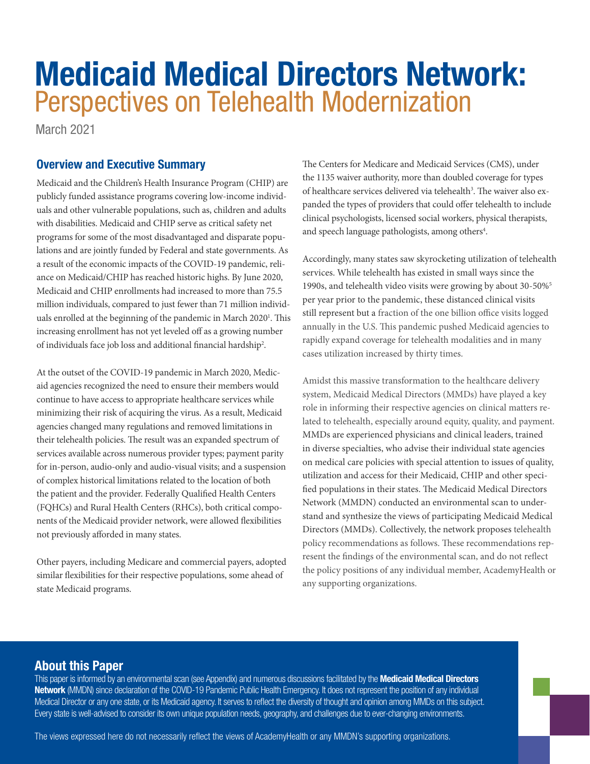# Medicaid Medical Directors Network: Perspectives on Telehealth Modernization

March 2021

## Overview and Executive Summary

Medicaid and the Children's Health Insurance Program (CHIP) are publicly funded assistance programs covering low-income individuals and other vulnerable populations, such as, children and adults with disabilities. Medicaid and CHIP serve as critical safety net programs for some of the most disadvantaged and disparate populations and are jointly funded by Federal and state governments. As a result of the economic impacts of the COVID-19 pandemic, reliance on Medicaid/CHIP has reached historic highs. By June 2020, Medicaid and CHIP enrollments had increased to more than 75.5 million individuals, compared to just fewer than 71 million individuals enrolled at the beginning of the pandemic in March 2020[1]. This increasing enrollment has not yet leveled off as a growing number of individuals face job loss and additional financial hardship[2].

At the outset of the COVID-19 pandemic in March 2020, Medicaid agencies recognized the need to ensure their members would continue to have access to appropriate healthcare services while minimizing their risk of acquiring the virus. As a result, Medicaid agencies changed many regulations and removed limitations in their telehealth policies. The result was an expanded spectrum of services available across numerous provider types; payment parity for in-person, audio-only and audio-visual visits; and a suspension of complex historical limitations related to the location of both the patient and the provider. Federally Qualified Health Centers (FQHCs) and Rural Health Centers (RHCs), both critical components of the Medicaid provider network, were allowed flexibilities not previously afforded in many states.

Other payers, including Medicare and commercial payers, adopted similar flexibilities for their respective populations, some ahead of state Medicaid programs.

The Centers for Medicare and Medicaid Services (CMS), under the 1135 waiver authority, more than doubled coverage for types of healthcare services delivered via telehealth[3]. The waiver also expanded the types of providers that could offer telehealth to include clinical psychologists, licensed social workers, physical therapists, and speech language pathologists, among others[4].

Accordingly, many states saw skyrocketing utilization of telehealth services. While telehealth has existed in small ways since the 1990s, and telehealth video visits were growing by about 30-50%[5] per year prior to the pandemic, these distanced clinical visits still represent but a fraction of the one billion office visits logged annually in the U.S. This pandemic pushed Medicaid agencies to rapidly expand coverage for telehealth modalities and in many cases utilization increased by thirty times.

Amidst this massive transformation to the healthcare delivery system, Medicaid Medical Directors (MMDs) have played a key role in informing their respective agencies on clinical matters related to telehealth, especially around equity, quality, and payment. MMDs are experienced physicians and clinical leaders, trained in diverse specialties, who advise their individual state agencies on medical care policies with special attention to issues of quality, utilization and access for their Medicaid, CHIP and other specified populations in their states. The Medicaid Medical Directors Network (MMDN) conducted an environmental scan to understand and synthesize the views of participating Medicaid Medical Directors (MMDs). Collectively, the network proposes telehealth policy recommendations as follows. These recommendations represent the findings of the environmental scan, and do not reflect the policy positions of any individual member, AcademyHealth or any supporting organizations.

## About this Paper

This paper is informed by an environmental scan (see Appendix) and numerous discussions facilitated by the **Medicaid Medical Directors Network** (MMDN) since declaration of the COVID-19 Pandemic Public Health Emergency. It does not represent the position of any individual Medical Director or any one state, or its Medicaid agency. It serves to reflect the diversity of thought and opinion among MMDs on this subject. Every state is well-advised to consider its own unique population needs, geography, and challenges due to ever-changing environments.

The views expressed here do not necessarily reflect the views of AcademyHealth or any MMDN's supporting organizations.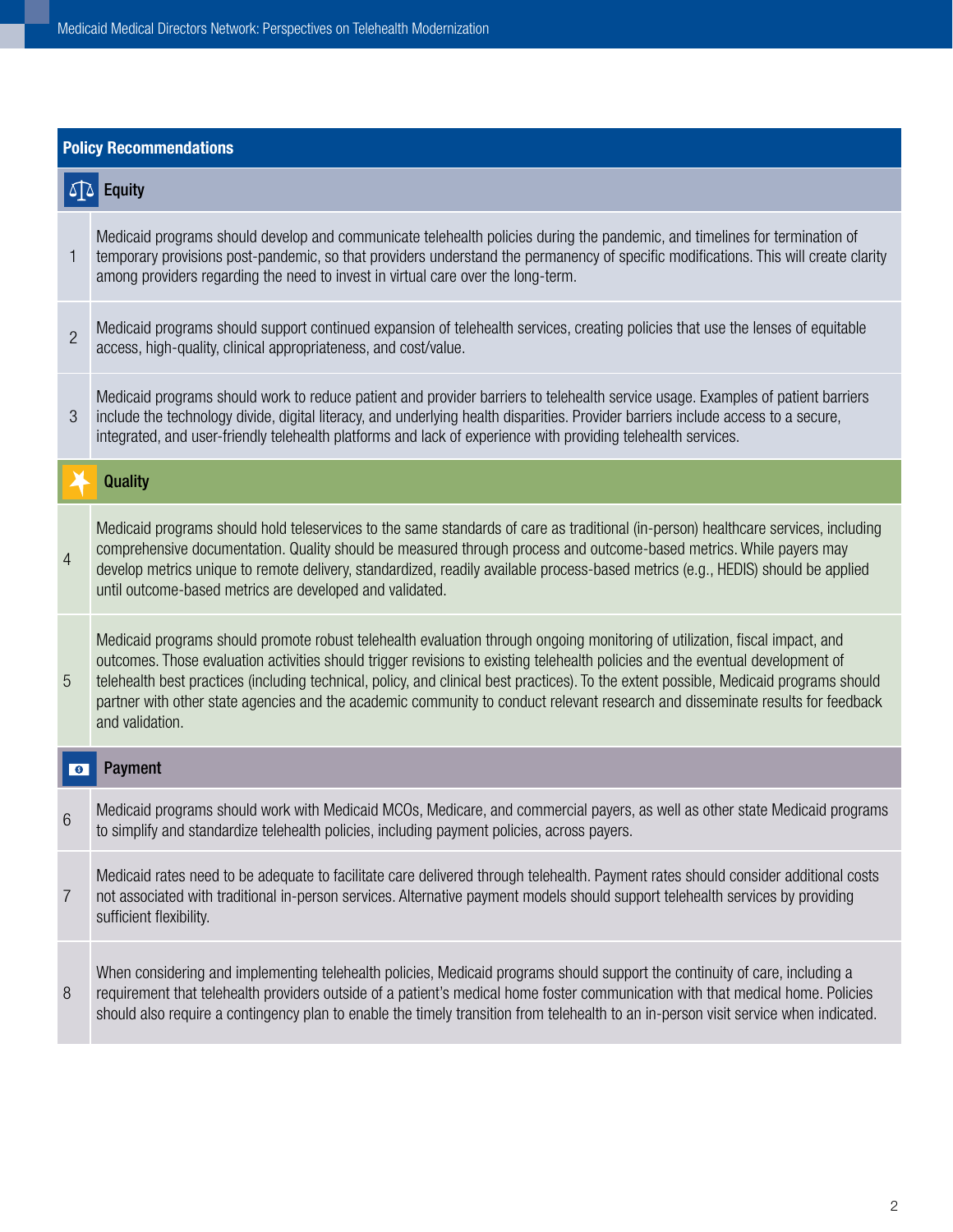## Policy Recommendations

### Equity

| # | Recommendation |
|---|---|
| 1 | Medicaid programs should develop and communicate telehealth policies during the pandemic, and timelines for termination of temporary provisions post-pandemic, so that providers understand the permanency of specific modifications. This will create clarity among providers regarding the need to invest in virtual care over the long-term. |
| 2 | Medicaid programs should support continued expansion of telehealth services, creating policies that use the lenses of equitable access, high-quality, clinical appropriateness, and cost/value. |
| 3 | Medicaid programs should work to reduce patient and provider barriers to telehealth service usage. Examples of patient barriers include the technology divide, digital literacy, and underlying health disparities. Provider barriers include access to a secure, integrated, and user-friendly telehealth platforms and lack of experience with providing telehealth services. |

### Quality

| # | Recommendation |
|---|---|
| 4 | Medicaid programs should hold teleservices to the same standards of care as traditional (in-person) healthcare services, including comprehensive documentation. Quality should be measured through process and outcome-based metrics. While payers may develop metrics unique to remote delivery, standardized, readily available process-based metrics (e.g., HEDIS) should be applied until outcome-based metrics are developed and validated. |
| 5 | Medicaid programs should promote robust telehealth evaluation through ongoing monitoring of utilization, fiscal impact, and outcomes. Those evaluation activities should trigger revisions to existing telehealth policies and the eventual development of telehealth best practices (including technical, policy, and clinical best practices). To the extent possible, Medicaid programs should partner with other state agencies and the academic community to conduct relevant research and disseminate results for feedback and validation. |

### Payment

| # | Recommendation |
|---|---|
| 6 | Medicaid programs should work with Medicaid MCOs, Medicare, and commercial payers, as well as other state Medicaid programs to simplify and standardize telehealth policies, including payment policies, across payers. |
| 7 | Medicaid rates need to be adequate to facilitate care delivered through telehealth. Payment rates should consider additional costs not associated with traditional in-person services. Alternative payment models should support telehealth services by providing sufficient flexibility. |
| 8 | When considering and implementing telehealth policies, Medicaid programs should support the continuity of care, including a requirement that telehealth providers outside of a patient's medical home foster communication with that medical home. Policies should also require a contingency plan to enable the timely transition from telehealth to an in-person visit service when indicated. |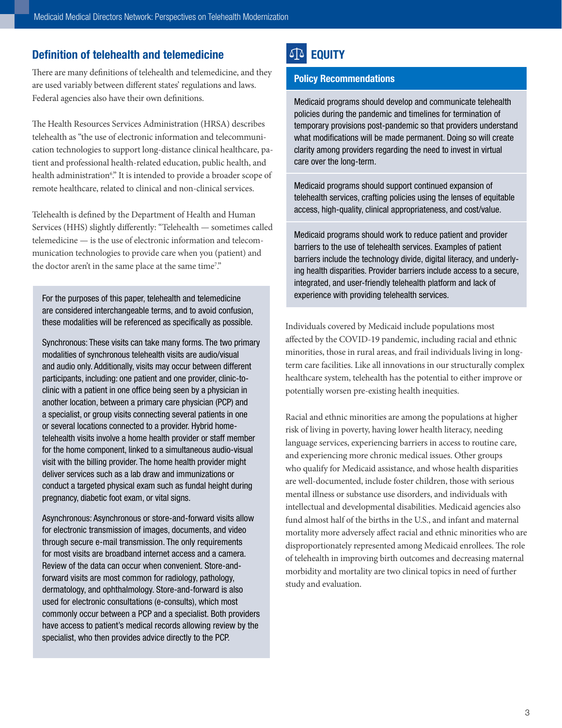## Definition of telehealth and telemedicine

There are many definitions of telehealth and telemedicine, and they are used variably between different states' regulations and laws. Federal agencies also have their own definitions.

The Health Resources Services Administration (HRSA) describes telehealth as "the use of electronic information and telecommunication technologies to support long-distance clinical healthcare, patient and professional health-related education, public health, and health administration[6]." It is intended to provide a broader scope of remote healthcare, related to clinical and non-clinical services.

Telehealth is defined by the Department of Health and Human Services (HHS) slightly differently: "Telehealth — sometimes called telemedicine — is the use of electronic information and telecommunication technologies to provide care when you (patient) and the doctor aren't in the same place at the same time[7]."

For the purposes of this paper, telehealth and telemedicine are considered interchangeable terms, and to avoid confusion, these modalities will be referenced as specifically as possible.

Synchronous: These visits can take many forms. The two primary modalities of synchronous telehealth visits are audio/visual and audio only. Additionally, visits may occur between different participants, including: one patient and one provider, clinic-to-clinic with a patient in one office being seen by a physician in another location, between a primary care physician (PCP) and a specialist, or group visits connecting several patients in one or several locations connected to a provider. Hybrid home-telehealth visits involve a home health provider or staff member for the home component, linked to a simultaneous audio-visual visit with the billing provider. The home health provider might deliver services such as a lab draw and immunizations or conduct a targeted physical exam such as fundal height during pregnancy, diabetic foot exam, or vital signs.

Asynchronous: Asynchronous or store-and-forward visits allow for electronic transmission of images, documents, and video through secure e-mail transmission. The only requirements for most visits are broadband internet access and a camera. Review of the data can occur when convenient. Store-and-forward visits are most common for radiology, pathology, dermatology, and ophthalmology. Store-and-forward is also used for electronic consultations (e-consults), which most commonly occur between a PCP and a specialist. Both providers have access to patient's medical records allowing review by the specialist, who then provides advice directly to the PCP.

## EQUITY

### Policy Recommendations

Medicaid programs should develop and communicate telehealth policies during the pandemic and timelines for termination of temporary provisions post-pandemic so that providers understand what modifications will be made permanent. Doing so will create clarity among providers regarding the need to invest in virtual care over the long-term.

Medicaid programs should support continued expansion of telehealth services, crafting policies using the lenses of equitable access, high-quality, clinical appropriateness, and cost/value.

Medicaid programs should work to reduce patient and provider barriers to the use of telehealth services. Examples of patient barriers include the technology divide, digital literacy, and underlying health disparities. Provider barriers include access to a secure, integrated, and user-friendly telehealth platform and lack of experience with providing telehealth services.

Individuals covered by Medicaid include populations most affected by the COVID-19 pandemic, including racial and ethnic minorities, those in rural areas, and frail individuals living in long-term care facilities. Like all innovations in our structurally complex healthcare system, telehealth has the potential to either improve or potentially worsen pre-existing health inequities.

Racial and ethnic minorities are among the populations at higher risk of living in poverty, having lower health literacy, needing language services, experiencing barriers in access to routine care, and experiencing more chronic medical issues. Other groups who qualify for Medicaid assistance, and whose health disparities are well-documented, include foster children, those with serious mental illness or substance use disorders, and individuals with intellectual and developmental disabilities. Medicaid agencies also fund almost half of the births in the U.S., and infant and maternal mortality more adversely affect racial and ethnic minorities who are disproportionately represented among Medicaid enrollees. The role of telehealth in improving birth outcomes and decreasing maternal morbidity and mortality are two clinical topics in need of further study and evaluation.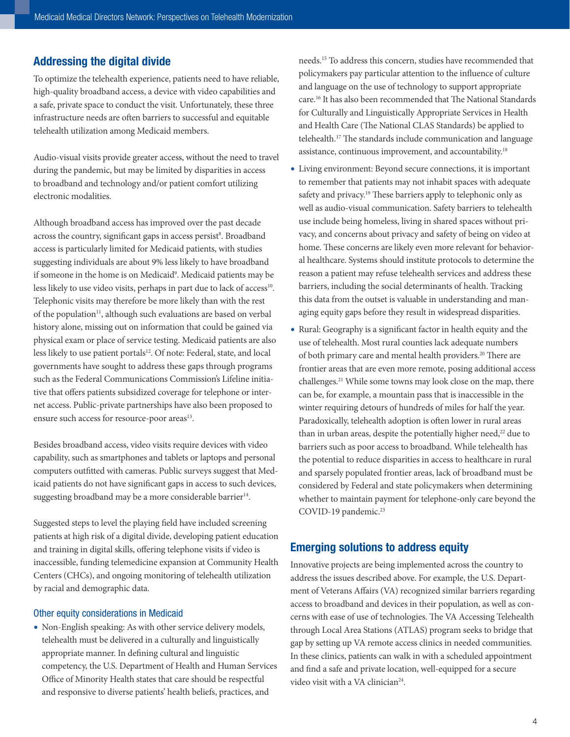## Addressing the digital divide

To optimize the telehealth experience, patients need to have reliable, high-quality broadband access, a device with video capabilities and a safe, private space to conduct the visit. Unfortunately, these three infrastructure needs are often barriers to successful and equitable telehealth utilization among Medicaid members.

Audio-visual visits provide greater access, without the need to travel during the pandemic, but may be limited by disparities in access to broadband and technology and/or patient comfort utilizing electronic modalities.

Although broadband access has improved over the past decade across the country, significant gaps in access persist[8]. Broadband access is particularly limited for Medicaid patients, with studies suggesting individuals are about 9% less likely to have broadband if someone in the home is on Medicaid[9]. Medicaid patients may be less likely to use video visits, perhaps in part due to lack of access[10]. Telephonic visits may therefore be more likely than with the rest of the population[11], although such evaluations are based on verbal history alone, missing out on information that could be gained via physical exam or place of service testing. Medicaid patients are also less likely to use patient portals[12]. Of note: Federal, state, and local governments have sought to address these gaps through programs such as the Federal Communications Commission's Lifeline initiative that offers patients subsidized coverage for telephone or internet access. Public-private partnerships have also been proposed to ensure such access for resource-poor areas[13].

Besides broadband access, video visits require devices with video capability, such as smartphones and tablets or laptops and personal computers outfitted with cameras. Public surveys suggest that Medicaid patients do not have significant gaps in access to such devices, suggesting broadband may be a more considerable barrier[14].

Suggested steps to level the playing field have included screening patients at high risk of a digital divide, developing patient education and training in digital skills, offering telephone visits if video is inaccessible, funding telemedicine expansion at Community Health Centers (CHCs), and ongoing monitoring of telehealth utilization by racial and demographic data.

### Other equity considerations in Medicaid

- Non-English speaking: As with other service delivery models, telehealth must be delivered in a culturally and linguistically appropriate manner. In defining cultural and linguistic competency, the U.S. Department of Health and Human Services Office of Minority Health states that care should be respectful and responsive to diverse patients' health beliefs, practices, and needs.[15] To address this concern, studies have recommended that policymakers pay particular attention to the influence of culture and language on the use of technology to support appropriate care.[16] It has also been recommended that The National Standards for Culturally and Linguistically Appropriate Services in Health and Health Care (The National CLAS Standards) be applied to telehealth.[17] The standards include communication and language assistance, continuous improvement, and accountability.[18]
- Living environment: Beyond secure connections, it is important to remember that patients may not inhabit spaces with adequate safety and privacy.[19] These barriers apply to telephonic only as well as audio-visual communication. Safety barriers to telehealth use include being homeless, living in shared spaces without privacy, and concerns about privacy and safety of being on video at home. These concerns are likely even more relevant for behavioral healthcare. Systems should institute protocols to determine the reason a patient may refuse telehealth services and address these barriers, including the social determinants of health. Tracking this data from the outset is valuable in understanding and managing equity gaps before they result in widespread disparities.
- Rural: Geography is a significant factor in health equity and the use of telehealth. Most rural counties lack adequate numbers of both primary care and mental health providers.[20] There are frontier areas that are even more remote, posing additional access challenges.[21] While some towns may look close on the map, there can be, for example, a mountain pass that is inaccessible in the winter requiring detours of hundreds of miles for half the year. Paradoxically, telehealth adoption is often lower in rural areas than in urban areas, despite the potentially higher need,[22] due to barriers such as poor access to broadband. While telehealth has the potential to reduce disparities in access to healthcare in rural and sparsely populated frontier areas, lack of broadband must be considered by Federal and state policymakers when determining whether to maintain payment for telephone-only care beyond the COVID-19 pandemic.[23]

## Emerging solutions to address equity

Innovative projects are being implemented across the country to address the issues described above. For example, the U.S. Department of Veterans Affairs (VA) recognized similar barriers regarding access to broadband and devices in their population, as well as concerns with ease of use of technologies. The VA Accessing Telehealth through Local Area Stations (ATLAS) program seeks to bridge that gap by setting up VA remote access clinics in needed communities. In these clinics, patients can walk in with a scheduled appointment and find a safe and private location, well-equipped for a secure video visit with a VA clinician[24].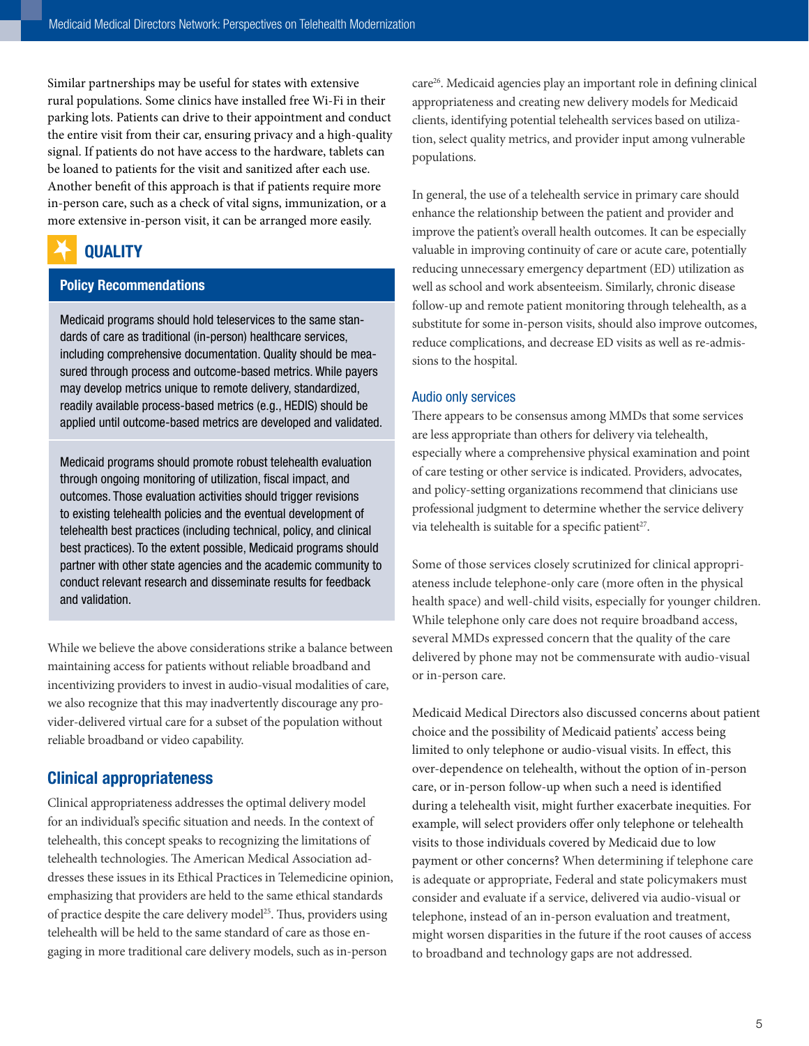Similar partnerships may be useful for states with extensive rural populations. Some clinics have installed free Wi-Fi in their parking lots. Patients can drive to their appointment and conduct the entire visit from their car, ensuring privacy and a high-quality signal. If patients do not have access to the hardware, tablets can be loaned to patients for the visit and sanitized after each use. Another benefit of this approach is that if patients require more in-person care, such as a check of vital signs, immunization, or a more extensive in-person visit, it can be arranged more easily.

## QUALITY

### Policy Recommendations

Medicaid programs should hold teleservices to the same standards of care as traditional (in-person) healthcare services, including comprehensive documentation. Quality should be measured through process and outcome-based metrics. While payers may develop metrics unique to remote delivery, standardized, readily available process-based metrics (e.g., HEDIS) should be applied until outcome-based metrics are developed and validated.

Medicaid programs should promote robust telehealth evaluation through ongoing monitoring of utilization, fiscal impact, and outcomes. Those evaluation activities should trigger revisions to existing telehealth policies and the eventual development of telehealth best practices (including technical, policy, and clinical best practices). To the extent possible, Medicaid programs should partner with other state agencies and the academic community to conduct relevant research and disseminate results for feedback and validation.

While we believe the above considerations strike a balance between maintaining access for patients without reliable broadband and incentivizing providers to invest in audio-visual modalities of care, we also recognize that this may inadvertently discourage any provider-delivered virtual care for a subset of the population without reliable broadband or video capability.

### Clinical appropriateness

Clinical appropriateness addresses the optimal delivery model for an individual's specific situation and needs. In the context of telehealth, this concept speaks to recognizing the limitations of telehealth technologies. The American Medical Association addresses these issues in its Ethical Practices in Telemedicine opinion, emphasizing that providers are held to the same ethical standards of practice despite the care delivery model[25]. Thus, providers using telehealth will be held to the same standard of care as those engaging in more traditional care delivery models, such as in-person care[26]. Medicaid agencies play an important role in defining clinical appropriateness and creating new delivery models for Medicaid clients, identifying potential telehealth services based on utilization, select quality metrics, and provider input among vulnerable populations.

In general, the use of a telehealth service in primary care should enhance the relationship between the patient and provider and improve the patient's overall health outcomes. It can be especially valuable in improving continuity of care or acute care, potentially reducing unnecessary emergency department (ED) utilization as well as school and work absenteeism. Similarly, chronic disease follow-up and remote patient monitoring through telehealth, as a substitute for some in-person visits, should also improve outcomes, reduce complications, and decrease ED visits as well as re-admissions to the hospital.

#### Audio only services

There appears to be consensus among MMDs that some services are less appropriate than others for delivery via telehealth, especially where a comprehensive physical examination and point of care testing or other service is indicated. Providers, advocates, and policy-setting organizations recommend that clinicians use professional judgment to determine whether the service delivery via telehealth is suitable for a specific patient[27].

Some of those services closely scrutinized for clinical appropriateness include telephone-only care (more often in the physical health space) and well-child visits, especially for younger children. While telephone only care does not require broadband access, several MMDs expressed concern that the quality of the care delivered by phone may not be commensurate with audio-visual or in-person care.

Medicaid Medical Directors also discussed concerns about patient choice and the possibility of Medicaid patients' access being limited to only telephone or audio-visual visits. In effect, this over-dependence on telehealth, without the option of in-person care, or in-person follow-up when such a need is identified during a telehealth visit, might further exacerbate inequities. For example, will select providers offer only telephone or telehealth visits to those individuals covered by Medicaid due to low payment or other concerns? When determining if telephone care is adequate or appropriate, Federal and state policymakers must consider and evaluate if a service, delivered via audio-visual or telephone, instead of an in-person evaluation and treatment, might worsen disparities in the future if the root causes of access to broadband and technology gaps are not addressed.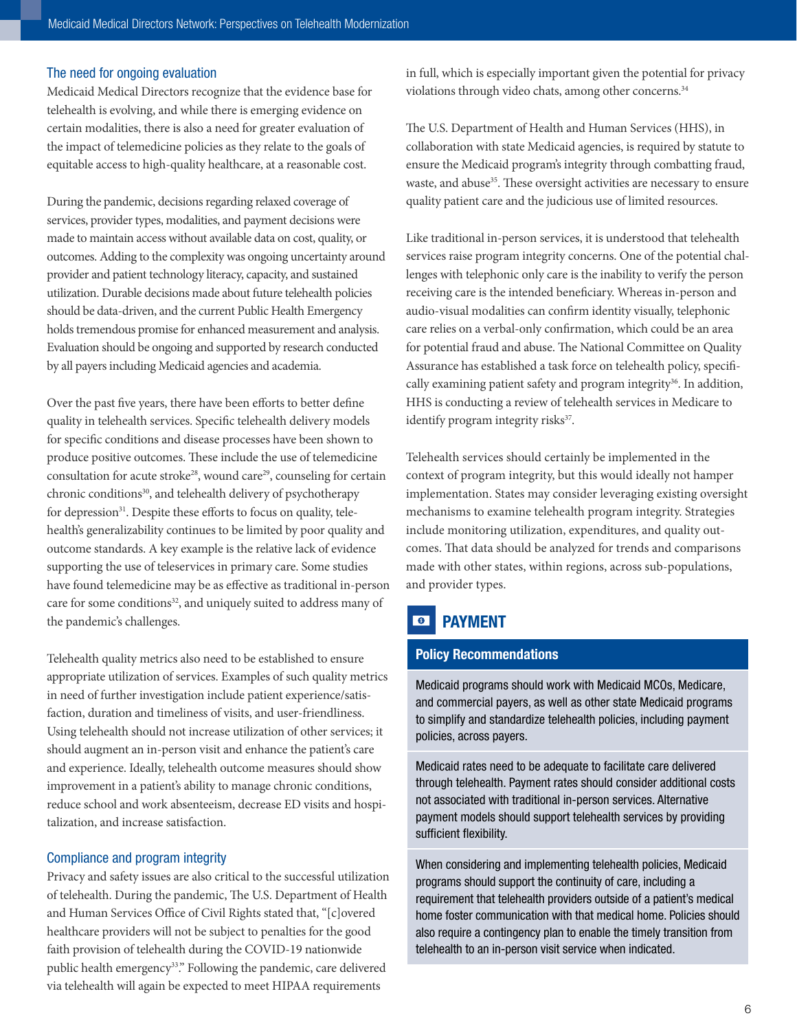### The need for ongoing evaluation

Medicaid Medical Directors recognize that the evidence base for telehealth is evolving, and while there is emerging evidence on certain modalities, there is also a need for greater evaluation of the impact of telemedicine policies as they relate to the goals of equitable access to high-quality healthcare, at a reasonable cost.

During the pandemic, decisions regarding relaxed coverage of services, provider types, modalities, and payment decisions were made to maintain access without available data on cost, quality, or outcomes. Adding to the complexity was ongoing uncertainty around provider and patient technology literacy, capacity, and sustained utilization. Durable decisions made about future telehealth policies should be data-driven, and the current Public Health Emergency holds tremendous promise for enhanced measurement and analysis. Evaluation should be ongoing and supported by research conducted by all payers including Medicaid agencies and academia.

Over the past five years, there have been efforts to better define quality in telehealth services. Specific telehealth delivery models for specific conditions and disease processes have been shown to produce positive outcomes. These include the use of telemedicine consultation for acute stroke[28], wound care[29], counseling for certain chronic conditions[30], and telehealth delivery of psychotherapy for depression[31]. Despite these efforts to focus on quality, telehealth's generalizability continues to be limited by poor quality and outcome standards. A key example is the relative lack of evidence supporting the use of teleservices in primary care. Some studies have found telemedicine may be as effective as traditional in-person care for some conditions[32], and uniquely suited to address many of the pandemic's challenges.

Telehealth quality metrics also need to be established to ensure appropriate utilization of services. Examples of such quality metrics in need of further investigation include patient experience/satisfaction, duration and timeliness of visits, and user-friendliness. Using telehealth should not increase utilization of other services; it should augment an in-person visit and enhance the patient's care and experience. Ideally, telehealth outcome measures should show improvement in a patient's ability to manage chronic conditions, reduce school and work absenteeism, decrease ED visits and hospitalization, and increase satisfaction.

### Compliance and program integrity

Privacy and safety issues are also critical to the successful utilization of telehealth. During the pandemic, The U.S. Department of Health and Human Services Office of Civil Rights stated that, "[c]overed healthcare providers will not be subject to penalties for the good faith provision of telehealth during the COVID-19 nationwide public health emergency[33]." Following the pandemic, care delivered via telehealth will again be expected to meet HIPAA requirements in full, which is especially important given the potential for privacy violations through video chats, among other concerns.[34]

The U.S. Department of Health and Human Services (HHS), in collaboration with state Medicaid agencies, is required by statute to ensure the Medicaid program's integrity through combatting fraud, waste, and abuse[35]. These oversight activities are necessary to ensure quality patient care and the judicious use of limited resources.

Like traditional in-person services, it is understood that telehealth services raise program integrity concerns. One of the potential challenges with telephonic only care is the inability to verify the person receiving care is the intended beneficiary. Whereas in-person and audio-visual modalities can confirm identity visually, telephonic care relies on a verbal-only confirmation, which could be an area for potential fraud and abuse. The National Committee on Quality Assurance has established a task force on telehealth policy, specifically examining patient safety and program integrity[36]. In addition, HHS is conducting a review of telehealth services in Medicare to identify program integrity risks[37].

Telehealth services should certainly be implemented in the context of program integrity, but this would ideally not hamper implementation. States may consider leveraging existing oversight mechanisms to examine telehealth program integrity. Strategies include monitoring utilization, expenditures, and quality outcomes. That data should be analyzed for trends and comparisons made with other states, within regions, across sub-populations, and provider types.

## PAYMENT

**Policy Recommendations**

- Medicaid programs should work with Medicaid MCOs, Medicare, and commercial payers, as well as other state Medicaid programs to simplify and standardize telehealth policies, including payment policies, across payers.
- Medicaid rates need to be adequate to facilitate care delivered through telehealth. Payment rates should consider additional costs not associated with traditional in-person services. Alternative payment models should support telehealth services by providing sufficient flexibility.
- When considering and implementing telehealth policies, Medicaid programs should support the continuity of care, including a requirement that telehealth providers outside of a patient's medical home foster communication with that medical home. Policies should also require a contingency plan to enable the timely transition from telehealth to an in-person visit service when indicated.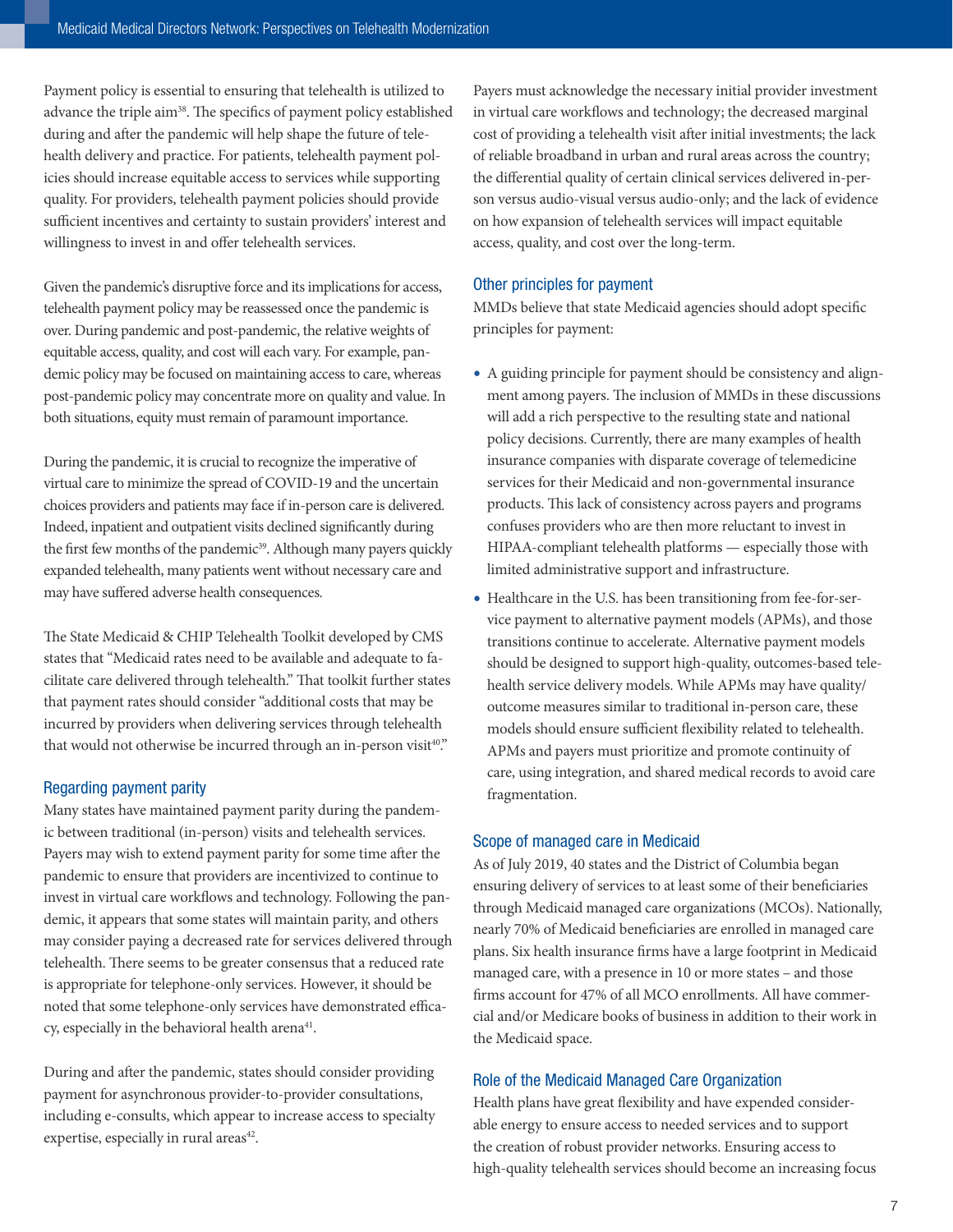Payment policy is essential to ensuring that telehealth is utilized to advance the triple aim[38]. The specifics of payment policy established during and after the pandemic will help shape the future of telehealth delivery and practice. For patients, telehealth payment policies should increase equitable access to services while supporting quality. For providers, telehealth payment policies should provide sufficient incentives and certainty to sustain providers' interest and willingness to invest in and offer telehealth services.

Given the pandemic's disruptive force and its implications for access, telehealth payment policy may be reassessed once the pandemic is over. During pandemic and post-pandemic, the relative weights of equitable access, quality, and cost will each vary. For example, pandemic policy may be focused on maintaining access to care, whereas post-pandemic policy may concentrate more on quality and value. In both situations, equity must remain of paramount importance.

During the pandemic, it is crucial to recognize the imperative of virtual care to minimize the spread of COVID-19 and the uncertain choices providers and patients may face if in-person care is delivered. Indeed, inpatient and outpatient visits declined significantly during the first few months of the pandemic[39]. Although many payers quickly expanded telehealth, many patients went without necessary care and may have suffered adverse health consequences.

The State Medicaid & CHIP Telehealth Toolkit developed by CMS states that "Medicaid rates need to be available and adequate to facilitate care delivered through telehealth." That toolkit further states that payment rates should consider "additional costs that may be incurred by providers when delivering services through telehealth that would not otherwise be incurred through an in-person visit[40]."

### Regarding payment parity

Many states have maintained payment parity during the pandemic between traditional (in-person) visits and telehealth services. Payers may wish to extend payment parity for some time after the pandemic to ensure that providers are incentivized to continue to invest in virtual care workflows and technology. Following the pandemic, it appears that some states will maintain parity, and others may consider paying a decreased rate for services delivered through telehealth. There seems to be greater consensus that a reduced rate is appropriate for telephone-only services. However, it should be noted that some telephone-only services have demonstrated efficacy, especially in the behavioral health arena[41].

During and after the pandemic, states should consider providing payment for asynchronous provider-to-provider consultations, including e-consults, which appear to increase access to specialty expertise, especially in rural areas[42].

Payers must acknowledge the necessary initial provider investment in virtual care workflows and technology; the decreased marginal cost of providing a telehealth visit after initial investments; the lack of reliable broadband in urban and rural areas across the country; the differential quality of certain clinical services delivered in-person versus audio-visual versus audio-only; and the lack of evidence on how expansion of telehealth services will impact equitable access, quality, and cost over the long-term.

### Other principles for payment

MMDs believe that state Medicaid agencies should adopt specific principles for payment:

- A guiding principle for payment should be consistency and alignment among payers. The inclusion of MMDs in these discussions will add a rich perspective to the resulting state and national policy decisions. Currently, there are many examples of health insurance companies with disparate coverage of telemedicine services for their Medicaid and non-governmental insurance products. This lack of consistency across payers and programs confuses providers who are then more reluctant to invest in HIPAA-compliant telehealth platforms — especially those with limited administrative support and infrastructure.
- Healthcare in the U.S. has been transitioning from fee-for-service payment to alternative payment models (APMs), and those transitions continue to accelerate. Alternative payment models should be designed to support high-quality, outcomes-based telehealth service delivery models. While APMs may have quality/outcome measures similar to traditional in-person care, these models should ensure sufficient flexibility related to telehealth. APMs and payers must prioritize and promote continuity of care, using integration, and shared medical records to avoid care fragmentation.

### Scope of managed care in Medicaid

As of July 2019, 40 states and the District of Columbia began ensuring delivery of services to at least some of their beneficiaries through Medicaid managed care organizations (MCOs). Nationally, nearly 70% of Medicaid beneficiaries are enrolled in managed care plans. Six health insurance firms have a large footprint in Medicaid managed care, with a presence in 10 or more states – and those firms account for 47% of all MCO enrollments. All have commercial and/or Medicare books of business in addition to their work in the Medicaid space.

### Role of the Medicaid Managed Care Organization

Health plans have great flexibility and have expended considerable energy to ensure access to needed services and to support the creation of robust provider networks. Ensuring access to high-quality telehealth services should become an increasing focus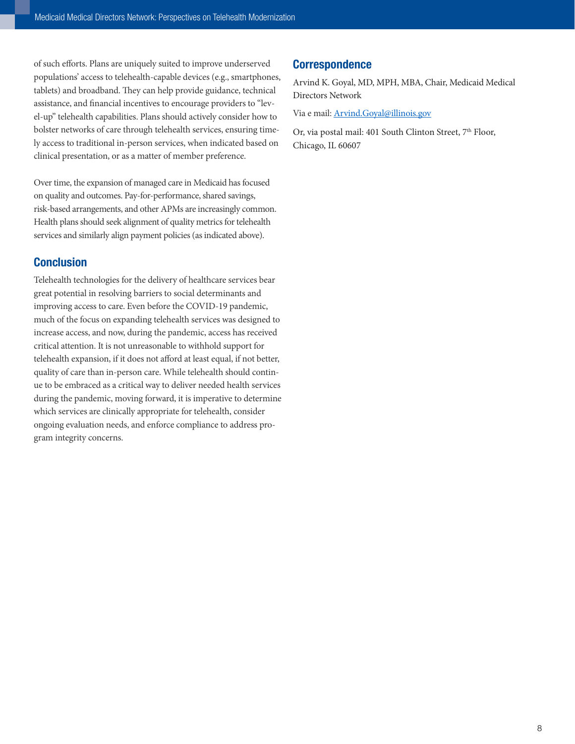of such efforts. Plans are uniquely suited to improve underserved populations' access to telehealth-capable devices (e.g., smartphones, tablets) and broadband. They can help provide guidance, technical assistance, and financial incentives to encourage providers to "level-up" telehealth capabilities. Plans should actively consider how to bolster networks of care through telehealth services, ensuring timely access to traditional in-person services, when indicated based on clinical presentation, or as a matter of member preference.

Over time, the expansion of managed care in Medicaid has focused on quality and outcomes. Pay-for-performance, shared savings, risk-based arrangements, and other APMs are increasingly common. Health plans should seek alignment of quality metrics for telehealth services and similarly align payment policies (as indicated above).

## Conclusion

Telehealth technologies for the delivery of healthcare services bear great potential in resolving barriers to social determinants and improving access to care. Even before the COVID-19 pandemic, much of the focus on expanding telehealth services was designed to increase access, and now, during the pandemic, access has received critical attention. It is not unreasonable to withhold support for telehealth expansion, if it does not afford at least equal, if not better, quality of care than in-person care. While telehealth should continue to be embraced as a critical way to deliver needed health services during the pandemic, moving forward, it is imperative to determine which services are clinically appropriate for telehealth, consider ongoing evaluation needs, and enforce compliance to address program integrity concerns.

## Correspondence

Arvind K. Goyal, MD, MPH, MBA, Chair, Medicaid Medical Directors Network

Via e mail: [Arvind.Goyal@illinois.gov](mailto:Arvind.Goyal@illinois.gov)

Or, via postal mail: 401 South Clinton Street, 7th Floor, Chicago, IL 60607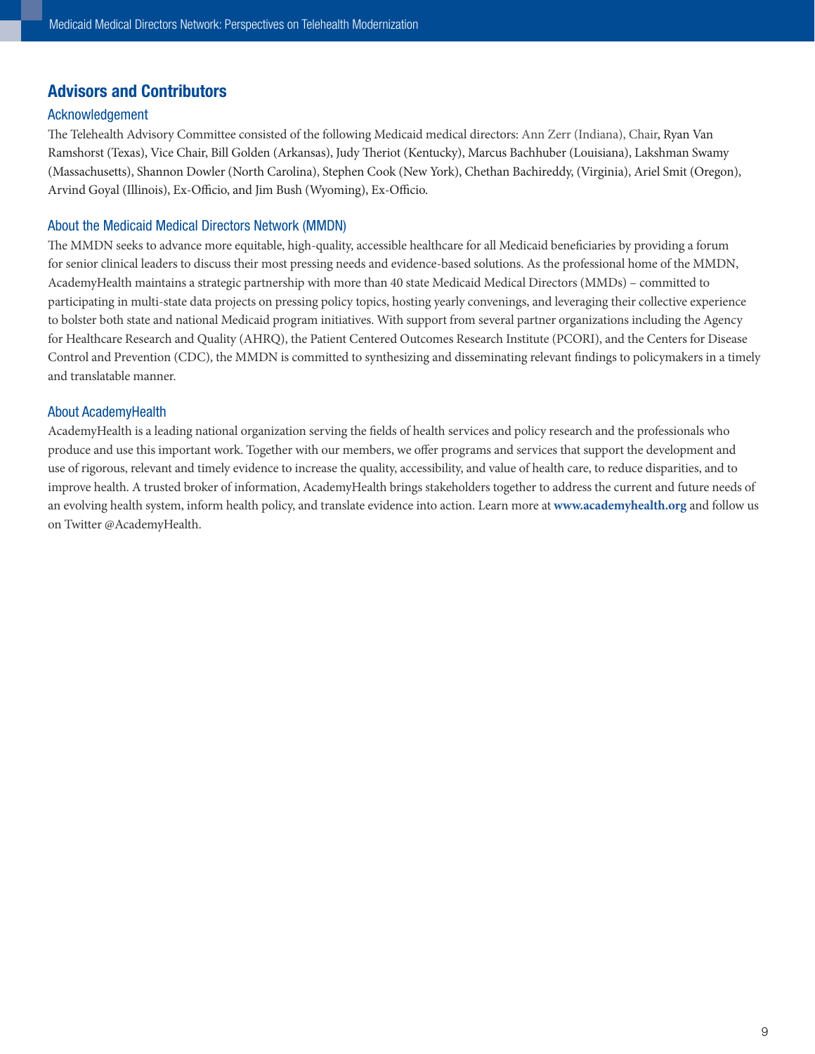## Advisors and Contributors

### Acknowledgement

The Telehealth Advisory Committee consisted of the following Medicaid medical directors: Ann Zerr (Indiana), Chair, Ryan Van Ramshorst (Texas), Vice Chair, Bill Golden (Arkansas), Judy Theriot (Kentucky), Marcus Bachhuber (Louisiana), Lakshman Swamy (Massachusetts), Shannon Dowler (North Carolina), Stephen Cook (New York), Chethan Bachireddy, (Virginia), Ariel Smit (Oregon), Arvind Goyal (Illinois), Ex-Officio, and Jim Bush (Wyoming), Ex-Officio.

### About the Medicaid Medical Directors Network (MMDN)

The MMDN seeks to advance more equitable, high-quality, accessible healthcare for all Medicaid beneficiaries by providing a forum for senior clinical leaders to discuss their most pressing needs and evidence-based solutions. As the professional home of the MMDN, AcademyHealth maintains a strategic partnership with more than 40 state Medicaid Medical Directors (MMDs) – committed to participating in multi-state data projects on pressing policy topics, hosting yearly convenings, and leveraging their collective experience to bolster both state and national Medicaid program initiatives. With support from several partner organizations including the Agency for Healthcare Research and Quality (AHRQ), the Patient Centered Outcomes Research Institute (PCORI), and the Centers for Disease Control and Prevention (CDC), the MMDN is committed to synthesizing and disseminating relevant findings to policymakers in a timely and translatable manner.

### About AcademyHealth

AcademyHealth is a leading national organization serving the fields of health services and policy research and the professionals who produce and use this important work. Together with our members, we offer programs and services that support the development and use of rigorous, relevant and timely evidence to increase the quality, accessibility, and value of health care, to reduce disparities, and to improve health. A trusted broker of information, AcademyHealth brings stakeholders together to address the current and future needs of an evolving health system, inform health policy, and translate evidence into action. Learn more at **www.academyhealth.org** and follow us on Twitter @AcademyHealth.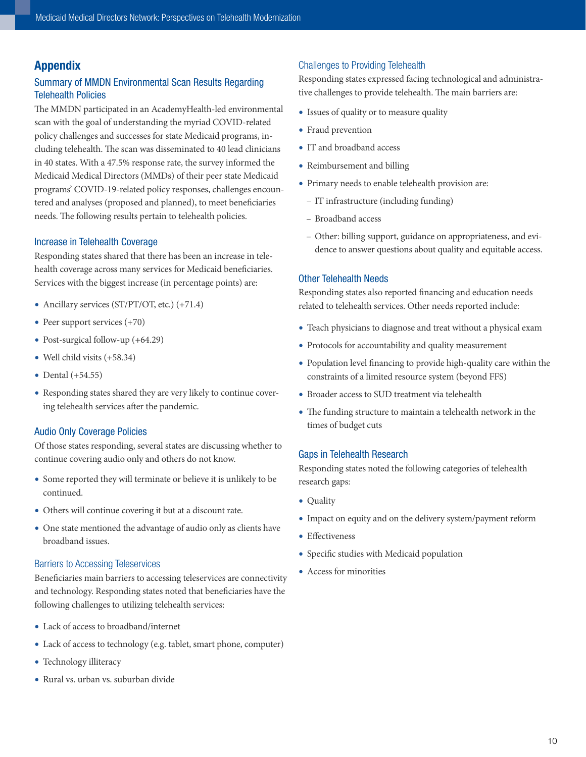# Appendix

## Summary of MMDN Environmental Scan Results Regarding Telehealth Policies

The MMDN participated in an AcademyHealth-led environmental scan with the goal of understanding the myriad COVID-related policy challenges and successes for state Medicaid programs, including telehealth. The scan was disseminated to 40 lead clinicians in 40 states. With a 47.5% response rate, the survey informed the Medicaid Medical Directors (MMDs) of their peer state Medicaid programs' COVID-19-related policy responses, challenges encountered and analyses (proposed and planned), to meet beneficiaries needs. The following results pertain to telehealth policies.

### Increase in Telehealth Coverage

Responding states shared that there has been an increase in telehealth coverage across many services for Medicaid beneficiaries. Services with the biggest increase (in percentage points) are:

- Ancillary services (ST/PT/OT, etc.) (+71.4)
- Peer support services (+70)
- Post-surgical follow-up (+64.29)
- Well child visits (+58.34)
- Dental (+54.55)
- Responding states shared they are very likely to continue covering telehealth services after the pandemic.

### Audio Only Coverage Policies

Of those states responding, several states are discussing whether to continue covering audio only and others do not know.

- Some reported they will terminate or believe it is unlikely to be continued.
- Others will continue covering it but at a discount rate.
- One state mentioned the advantage of audio only as clients have broadband issues.

### Barriers to Accessing Teleservices

Beneficiaries main barriers to accessing teleservices are connectivity and technology. Responding states noted that beneficiaries have the following challenges to utilizing telehealth services:

- Lack of access to broadband/internet
- Lack of access to technology (e.g. tablet, smart phone, computer)
- Technology illiteracy
- Rural vs. urban vs. suburban divide

### Challenges to Providing Telehealth

Responding states expressed facing technological and administrative challenges to provide telehealth. The main barriers are:

- Issues of quality or to measure quality
- Fraud prevention
- IT and broadband access
- Reimbursement and billing
- Primary needs to enable telehealth provision are:
  - IT infrastructure (including funding)
  - Broadband access
  - Other: billing support, guidance on appropriateness, and evidence to answer questions about quality and equitable access.

### Other Telehealth Needs

Responding states also reported financing and education needs related to telehealth services. Other needs reported include:

- Teach physicians to diagnose and treat without a physical exam
- Protocols for accountability and quality measurement
- Population level financing to provide high-quality care within the constraints of a limited resource system (beyond FFS)
- Broader access to SUD treatment via telehealth
- The funding structure to maintain a telehealth network in the times of budget cuts

### Gaps in Telehealth Research

Responding states noted the following categories of telehealth research gaps:

- Quality
- Impact on equity and on the delivery system/payment reform
- Effectiveness
- Specific studies with Medicaid population
- Access for minorities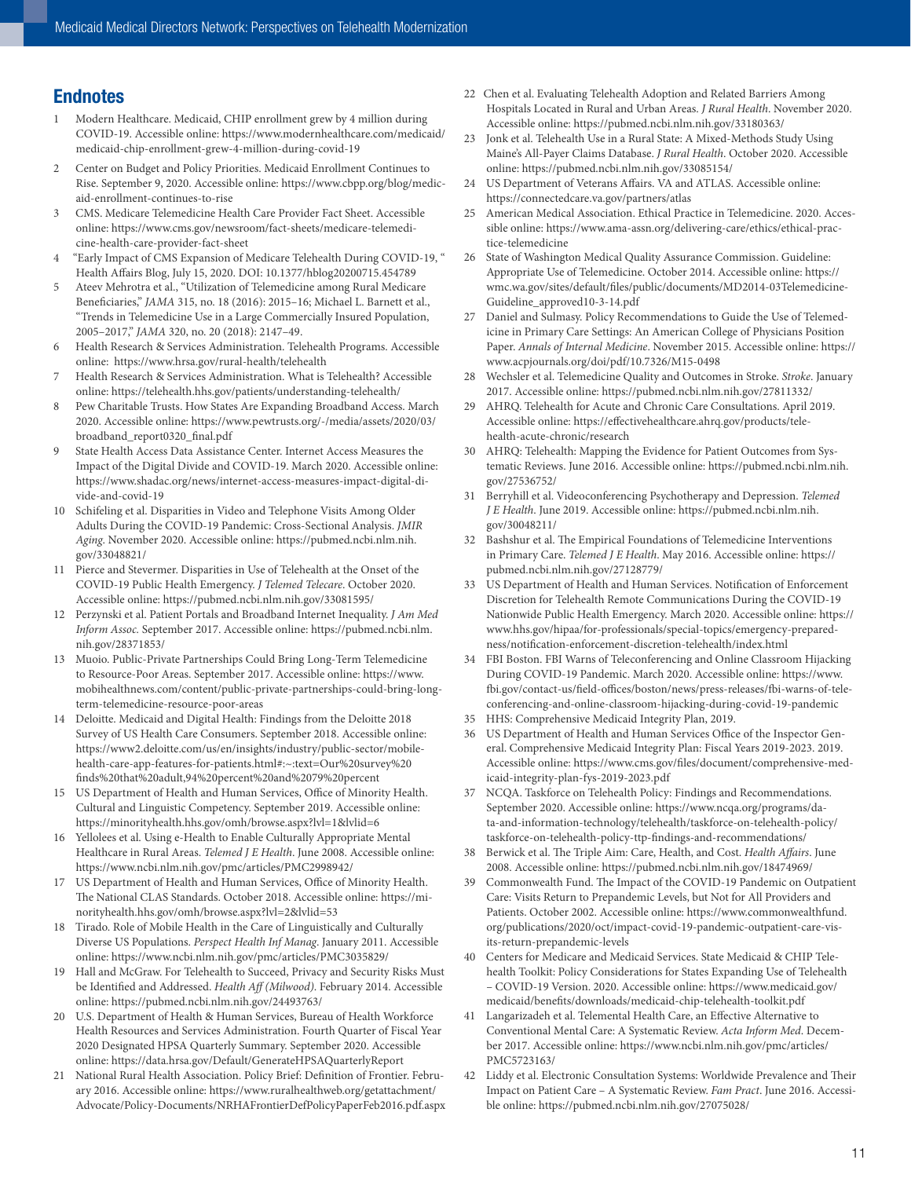## Endnotes

1. Modern Healthcare. Medicaid, CHIP enrollment grew by 4 million during COVID-19. Accessible online: https://www.modernhealthcare.com/medicaid/medicaid-chip-enrollment-grew-4-million-during-covid-19
2. Center on Budget and Policy Priorities. Medicaid Enrollment Continues to Rise. September 9, 2020. Accessible online: https://www.cbpp.org/blog/medicaid-enrollment-continues-to-rise
3. CMS. Medicare Telemedicine Health Care Provider Fact Sheet. Accessible online: https://www.cms.gov/newsroom/fact-sheets/medicare-telemedicine-health-care-provider-fact-sheet
4. "Early Impact of CMS Expansion of Medicare Telehealth During COVID-19, " Health Affairs Blog, July 15, 2020. DOI: 10.1377/hblog20200715.454789
5. Ateev Mehrotra et al., "Utilization of Telemedicine among Rural Medicare Beneficiaries," *JAMA* 315, no. 18 (2016): 2015–16; Michael L. Barnett et al., "Trends in Telemedicine Use in a Large Commercially Insured Population, 2005–2017," *JAMA* 320, no. 20 (2018): 2147–49.
6. Health Research & Services Administration. Telehealth Programs. Accessible online: https://www.hrsa.gov/rural-health/telehealth
7. Health Research & Services Administration. What is Telehealth? Accessible online: https://telehealth.hhs.gov/patients/understanding-telehealth/
8. Pew Charitable Trusts. How States Are Expanding Broadband Access. March 2020. Accessible online: https://www.pewtrusts.org/-/media/assets/2020/03/broadband_report0320_final.pdf
9. State Health Access Data Assistance Center. Internet Access Measures the Impact of the Digital Divide and COVID-19. March 2020. Accessible online: https://www.shadac.org/news/internet-access-measures-impact-digital-divide-and-covid-19
10. Schifeling et al. Disparities in Video and Telephone Visits Among Older Adults During the COVID-19 Pandemic: Cross-Sectional Analysis. *JMIR Aging*. November 2020. Accessible online: https://pubmed.ncbi.nlm.nih.gov/33048821/
11. Pierce and Stevermer. Disparities in Use of Telehealth at the Onset of the COVID-19 Public Health Emergency. *J Telemed Telecare*. October 2020. Accessible online: https://pubmed.ncbi.nlm.nih.gov/33081595/
12. Perzynski et al. Patient Portals and Broadband Internet Inequality. *J Am Med Inform Assoc.* September 2017. Accessible online: https://pubmed.ncbi.nlm.nih.gov/28371853/
13. Muoio. Public-Private Partnerships Could Bring Long-Term Telemedicine to Resource-Poor Areas. September 2017. Accessible online: https://www.mobihealthnews.com/content/public-private-partnerships-could-bring-long-term-telemedicine-resource-poor-areas
14. Deloitte. Medicaid and Digital Health: Findings from the Deloitte 2018 Survey of US Health Care Consumers. September 2018. Accessible online: https://www2.deloitte.com/us/en/insights/industry/public-sector/mobile-health-care-app-features-for-patients.html#:~:text=Our%20survey%20finds%20that%20adult,94%20percent%20and%2079%20percent
15. US Department of Health and Human Services, Office of Minority Health. Cultural and Linguistic Competency. September 2019. Accessible online: https://minorityhealth.hhs.gov/omh/browse.aspx?lvl=1&lvlid=6
16. Yellolees et al. Using e-Health to Enable Culturally Appropriate Mental Healthcare in Rural Areas. *Telemed J E Health*. June 2008. Accessible online: https://www.ncbi.nlm.nih.gov/pmc/articles/PMC2998942/
17. US Department of Health and Human Services, Office of Minority Health. The National CLAS Standards. October 2018. Accessible online: https://minorityhealth.hhs.gov/omh/browse.aspx?lvl=2&lvlid=53
18. Tirado. Role of Mobile Health in the Care of Linguistically and Culturally Diverse US Populations. *Perspect Health Inf Manag*. January 2011. Accessible online: https://www.ncbi.nlm.nih.gov/pmc/articles/PMC3035829/
19. Hall and McGraw. For Telehealth to Succeed, Privacy and Security Risks Must be Identified and Addressed. *Health Aff (Milwood)*. February 2014. Accessible online: https://pubmed.ncbi.nlm.nih.gov/24493763/
20. U.S. Department of Health & Human Services, Bureau of Health Workforce Health Resources and Services Administration. Fourth Quarter of Fiscal Year 2020 Designated HPSA Quarterly Summary. September 2020. Accessible online: https://data.hrsa.gov/Default/GenerateHPSAQuarterlyReport
21. National Rural Health Association. Policy Brief: Definition of Frontier. February 2016. Accessible online: https://www.ruralhealthweb.org/getattachment/Advocate/Policy-Documents/NRHAFrontierDefPolicyPaperFeb2016.pdf.aspx
22. Chen et al. Evaluating Telehealth Adoption and Related Barriers Among Hospitals Located in Rural and Urban Areas. *J Rural Health*. November 2020. Accessible online: https://pubmed.ncbi.nlm.nih.gov/33180363/
23. Jonk et al. Telehealth Use in a Rural State: A Mixed-Methods Study Using Maine's All-Payer Claims Database. *J Rural Health*. October 2020. Accessible online: https://pubmed.ncbi.nlm.nih.gov/33085154/
24. US Department of Veterans Affairs. VA and ATLAS. Accessible online: https://connectedcare.va.gov/partners/atlas
25. American Medical Association. Ethical Practice in Telemedicine. 2020. Accessible online: https://www.ama-assn.org/delivering-care/ethics/ethical-practice-telemedicine
26. State of Washington Medical Quality Assurance Commission. Guideline: Appropriate Use of Telemedicine. October 2014. Accessible online: https://wmc.wa.gov/sites/default/files/public/documents/MD2014-03Telemedicine-Guideline_approved10-3-14.pdf
27. Daniel and Sulmasy. Policy Recommendations to Guide the Use of Telemedicine in Primary Care Settings: An American College of Physicians Position Paper. *Annals of Internal Medicine*. November 2015. Accessible online: https://www.acpjournals.org/doi/pdf/10.7326/M15-0498
28. Wechsler et al. Telemedicine Quality and Outcomes in Stroke. *Stroke*. January 2017. Accessible online: https://pubmed.ncbi.nlm.nih.gov/27811332/
29. AHRQ. Telehealth for Acute and Chronic Care Consultations. April 2019. Accessible online: https://effectivehealthcare.ahrq.gov/products/telehealth-acute-chronic/research
30. AHRQ: Telehealth: Mapping the Evidence for Patient Outcomes from Systematic Reviews. June 2016. Accessible online: https://pubmed.ncbi.nlm.nih.gov/27536752/
31. Berryhill et al. Videoconferencing Psychotherapy and Depression. *Telemed J E Health*. June 2019. Accessible online: https://pubmed.ncbi.nlm.nih.gov/30048211/
32. Bashshur et al. The Empirical Foundations of Telemedicine Interventions in Primary Care. *Telemed J E Health*. May 2016. Accessible online: https://pubmed.ncbi.nlm.nih.gov/27128779/
33. US Department of Health and Human Services. Notification of Enforcement Discretion for Telehealth Remote Communications During the COVID-19 Nationwide Public Health Emergency. March 2020. Accessible online: https://www.hhs.gov/hipaa/for-professionals/special-topics/emergency-preparedness/notification-enforcement-discretion-telehealth/index.html
34. FBI Boston. FBI Warns of Teleconferencing and Online Classroom Hijacking During COVID-19 Pandemic. March 2020. Accessible online: https://www.fbi.gov/contact-us/field-offices/boston/news/press-releases/fbi-warns-of-teleconferencing-and-online-classroom-hijacking-during-covid-19-pandemic
35. HHS: Comprehensive Medicaid Integrity Plan, 2019.
36. US Department of Health and Human Services Office of the Inspector General. Comprehensive Medicaid Integrity Plan: Fiscal Years 2019-2023. 2019. Accessible online: https://www.cms.gov/files/document/comprehensive-medicaid-integrity-plan-fys-2019-2023.pdf
37. NCQA. Taskforce on Telehealth Policy: Findings and Recommendations. September 2020. Accessible online: https://www.ncqa.org/programs/data-and-information-technology/telehealth/taskforce-on-telehealth-policy/taskforce-on-telehealth-policy-ttp-findings-and-recommendations/
38. Berwick et al. The Triple Aim: Care, Health, and Cost. *Health Affairs*. June 2008. Accessible online: https://pubmed.ncbi.nlm.nih.gov/18474969/
39. Commonwealth Fund. The Impact of the COVID-19 Pandemic on Outpatient Care: Visits Return to Prepandemic Levels, but Not for All Providers and Patients. October 2002. Accessible online: https://www.commonwealthfund.org/publications/2020/oct/impact-covid-19-pandemic-outpatient-care-visits-return-prepandemic-levels
40. Centers for Medicare and Medicaid Services. State Medicaid & CHIP Telehealth Toolkit: Policy Considerations for States Expanding Use of Telehealth – COVID-19 Version. 2020. Accessible online: https://www.medicaid.gov/medicaid/benefits/downloads/medicaid-chip-telehealth-toolkit.pdf
41. Langarizadeh et al. Telemental Health Care, an Effective Alternative to Conventional Mental Care: A Systematic Review. *Acta Inform Med*. December 2017. Accessible online: https://www.ncbi.nlm.nih.gov/pmc/articles/PMC5723163/
42. Liddy et al. Electronic Consultation Systems: Worldwide Prevalence and Their Impact on Patient Care – A Systematic Review. *Fam Pract*. June 2016. Accessible online: https://pubmed.ncbi.nlm.nih.gov/27075028/